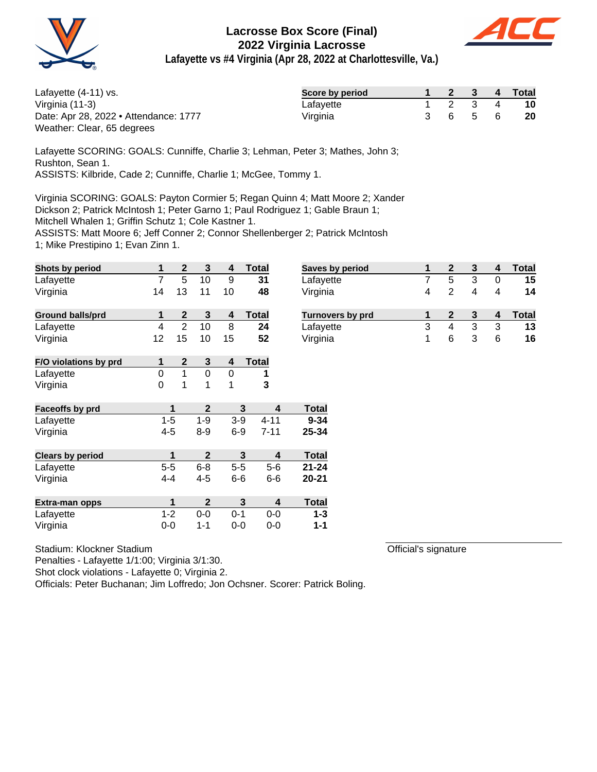# Lacrosse Box Score (Final)
## 2022 Virginia Lacrosse
### Lafayette vs #4 Virginia (Apr 28, 2022 at Charlottesville, Va.)

Lafayette (4-11) vs.
Virginia (11-3)
Date: Apr 28, 2022 • Attendance: 1777
Weather: Clear, 65 degrees

| Score by period | 1 | 2 | 3 | 4 | Total |
|---|---|---|---|---|---|
| Lafayette | 1 | 2 | 3 | 4 | **10** |
| Virginia | 3 | 6 | 5 | 6 | **20** |

Lafayette SCORING: GOALS: Cunniffe, Charlie 3; Lehman, Peter 3; Mathes, John 3; Rushton, Sean 1.
ASSISTS: Kilbride, Cade 2; Cunniffe, Charlie 1; McGee, Tommy 1.

Virginia SCORING: GOALS: Payton Cormier 5; Regan Quinn 4; Matt Moore 2; Xander Dickson 2; Patrick McIntosh 1; Peter Garno 1; Paul Rodriguez 1; Gable Braun 1; Mitchell Whalen 1; Griffin Schutz 1; Cole Kastner 1.
ASSISTS: Matt Moore 6; Jeff Conner 2; Connor Shellenberger 2; Patrick McIntosh 1; Mike Prestipino 1; Evan Zinn 1.

| Shots by period | 1 | 2 | 3 | 4 | Total |
|---|---|---|---|---|---|
| Lafayette | 7 | 5 | 10 | 9 | **31** |
| Virginia | 14 | 13 | 11 | 10 | **48** |

| Saves by period | 1 | 2 | 3 | 4 | Total |
|---|---|---|---|---|---|
| Lafayette | 7 | 5 | 3 | 0 | **15** |
| Virginia | 4 | 2 | 4 | 4 | **14** |

| Ground balls/prd | 1 | 2 | 3 | 4 | Total |
|---|---|---|---|---|---|
| Lafayette | 4 | 2 | 10 | 8 | **24** |
| Virginia | 12 | 15 | 10 | 15 | **52** |

| Turnovers by prd | 1 | 2 | 3 | 4 | Total |
|---|---|---|---|---|---|
| Lafayette | 3 | 4 | 3 | 3 | **13** |
| Virginia | 1 | 6 | 3 | 6 | **16** |

| F/O violations by prd | 1 | 2 | 3 | 4 | Total |
|---|---|---|---|---|---|
| Lafayette | 0 | 1 | 0 | 0 | **1** |
| Virginia | 0 | 1 | 1 | 1 | **3** |

| Faceoffs by prd | 1 | 2 | 3 | 4 | Total |
|---|---|---|---|---|---|
| Lafayette | 1-5 | 1-9 | 3-9 | 4-11 | **9-34** |
| Virginia | 4-5 | 8-9 | 6-9 | 7-11 | **25-34** |

| Clears by period | 1 | 2 | 3 | 4 | Total |
|---|---|---|---|---|---|
| Lafayette | 5-5 | 6-8 | 5-5 | 5-6 | **21-24** |
| Virginia | 4-4 | 4-5 | 6-6 | 6-6 | **20-21** |

| Extra-man opps | 1 | 2 | 3 | 4 | Total |
|---|---|---|---|---|---|
| Lafayette | 1-2 | 0-0 | 0-1 | 0-0 | **1-3** |
| Virginia | 0-0 | 1-1 | 0-0 | 0-0 | **1-1** |

Stadium: Klockner Stadium
Penalties - Lafayette 1/1:00; Virginia 3/1:30.
Shot clock violations - Lafayette 0; Virginia 2.
Officials: Peter Buchanan; Jim Loffredo; Jon Ochsner. Scorer: Patrick Boling.

Official's signature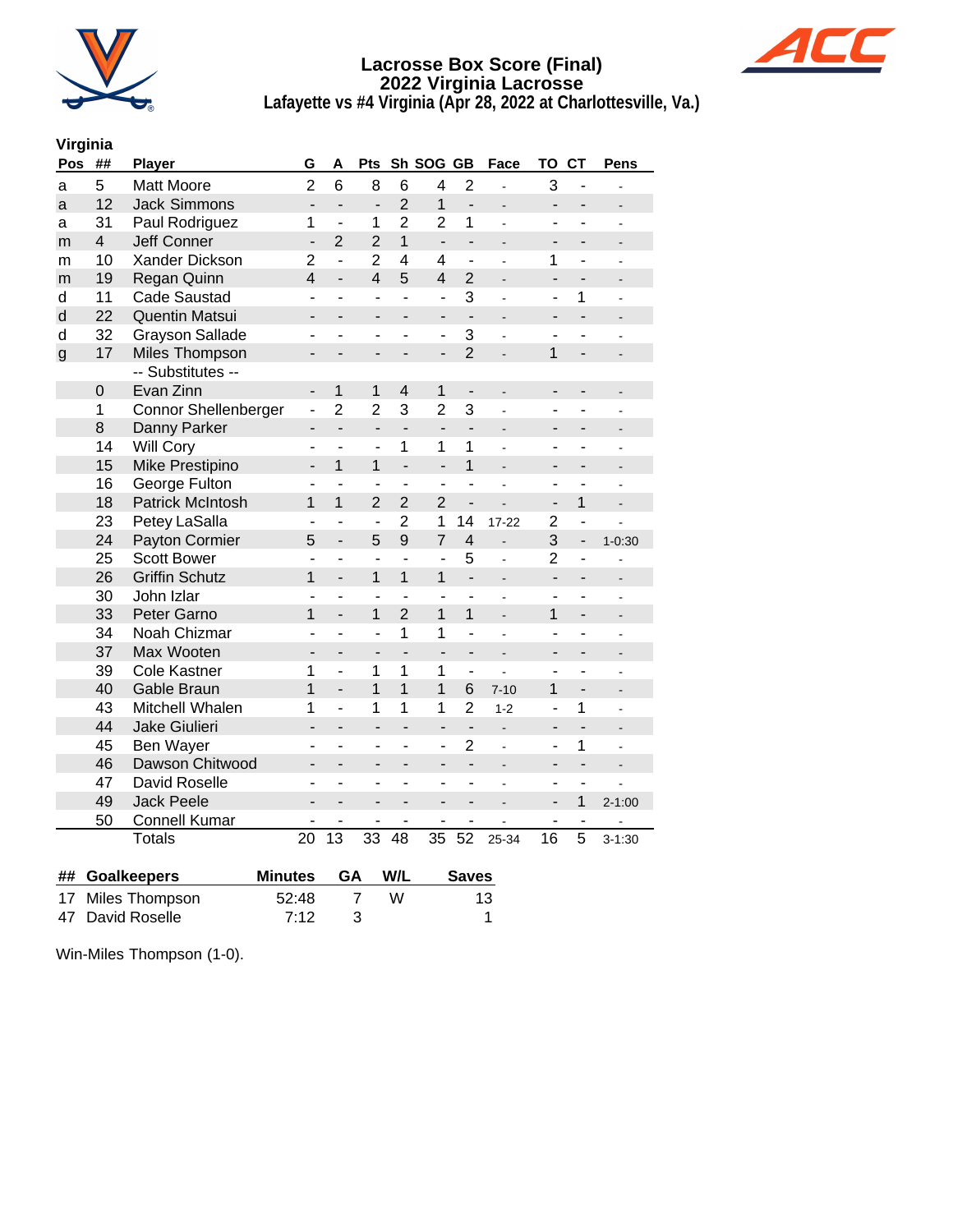# Lacrosse Box Score (Final)
## 2022 Virginia Lacrosse
### Lafayette vs #4 Virginia (Apr 28, 2022 at Charlottesville, Va.)

**Virginia**

| Pos | ## | Player | G | A | Pts | Sh | SOG | GB | Face | TO | CT | Pens |
|---|---|---|---|---|---|---|---|---|---|---|---|---|
| a | 5 | Matt Moore | 2 | 6 | 8 | 6 | 4 | 2 | - | 3 | - | - |
| a | 12 | Jack Simmons | - | - | - | 2 | 1 | - | - | - | - | - |
| a | 31 | Paul Rodriguez | 1 | - | 1 | 2 | 2 | 1 | - | - | - | - |
| m | 4 | Jeff Conner | - | 2 | 2 | 1 | - | - | - | - | - | - |
| m | 10 | Xander Dickson | 2 | - | 2 | 4 | 4 | - | - | 1 | - | - |
| m | 19 | Regan Quinn | 4 | - | 4 | 5 | 4 | 2 | - | - | - | - |
| d | 11 | Cade Saustad | - | - | - | - | - | 3 | - | - | 1 | - |
| d | 22 | Quentin Matsui | - | - | - | - | - | - | - | - | - | - |
| d | 32 | Grayson Sallade | - | - | - | - | - | 3 | - | - | - | - |
| g | 17 | Miles Thompson | - | - | - | - | - | 2 | - | 1 | - | - |
| | | -- Substitutes -- | | | | | | | | | | |
| | 0 | Evan Zinn | - | 1 | 1 | 4 | 1 | - | - | - | - | - |
| | 1 | Connor Shellenberger | - | 2 | 2 | 3 | 2 | 3 | - | - | - | - |
| | 8 | Danny Parker | - | - | - | - | - | - | - | - | - | - |
| | 14 | Will Cory | - | - | - | 1 | 1 | 1 | - | - | - | - |
| | 15 | Mike Prestipino | - | 1 | 1 | - | - | 1 | - | - | - | - |
| | 16 | George Fulton | - | - | - | - | - | - | - | - | - | - |
| | 18 | Patrick McIntosh | 1 | 1 | 2 | 2 | 2 | - | - | - | 1 | - |
| | 23 | Petey LaSalla | - | - | - | 2 | 1 | 14 | 17-22 | 2 | - | - |
| | 24 | Payton Cormier | 5 | - | 5 | 9 | 7 | 4 | - | 3 | - | 1-0:30 |
| | 25 | Scott Bower | - | - | - | - | - | 5 | - | 2 | - | - |
| | 26 | Griffin Schutz | 1 | - | 1 | 1 | 1 | - | - | - | - | - |
| | 30 | John Izlar | - | - | - | - | - | - | - | - | - | - |
| | 33 | Peter Garno | 1 | - | 1 | 2 | 1 | 1 | - | 1 | - | - |
| | 34 | Noah Chizmar | - | - | - | 1 | 1 | - | - | - | - | - |
| | 37 | Max Wooten | - | - | - | - | - | - | - | - | - | - |
| | 39 | Cole Kastner | 1 | - | 1 | 1 | 1 | - | - | - | - | - |
| | 40 | Gable Braun | 1 | - | 1 | 1 | 1 | 6 | 7-10 | 1 | - | - |
| | 43 | Mitchell Whalen | 1 | - | 1 | 1 | 1 | 2 | 1-2 | - | 1 | - |
| | 44 | Jake Giulieri | - | - | - | - | - | - | - | - | - | - |
| | 45 | Ben Wayer | - | - | - | - | - | 2 | - | - | 1 | - |
| | 46 | Dawson Chitwood | - | - | - | - | - | - | - | - | - | - |
| | 47 | David Roselle | - | - | - | - | - | - | - | - | - | - |
| | 49 | Jack Peele | - | - | - | - | - | - | - | - | 1 | 2-1:00 |
| | 50 | Connell Kumar | - | - | - | - | - | - | - | - | - | - |
| | | Totals | 20 | 13 | 33 | 48 | 35 | 52 | 25-34 | 16 | 5 | 3-1:30 |

| ## | Goalkeepers | Minutes | GA | W/L | Saves |
|---|---|---|---|---|---|
| 17 | Miles Thompson | 52:48 | 7 | W | 13 |
| 47 | David Roselle | 7:12 | 3 | | 1 |

Win-Miles Thompson (1-0).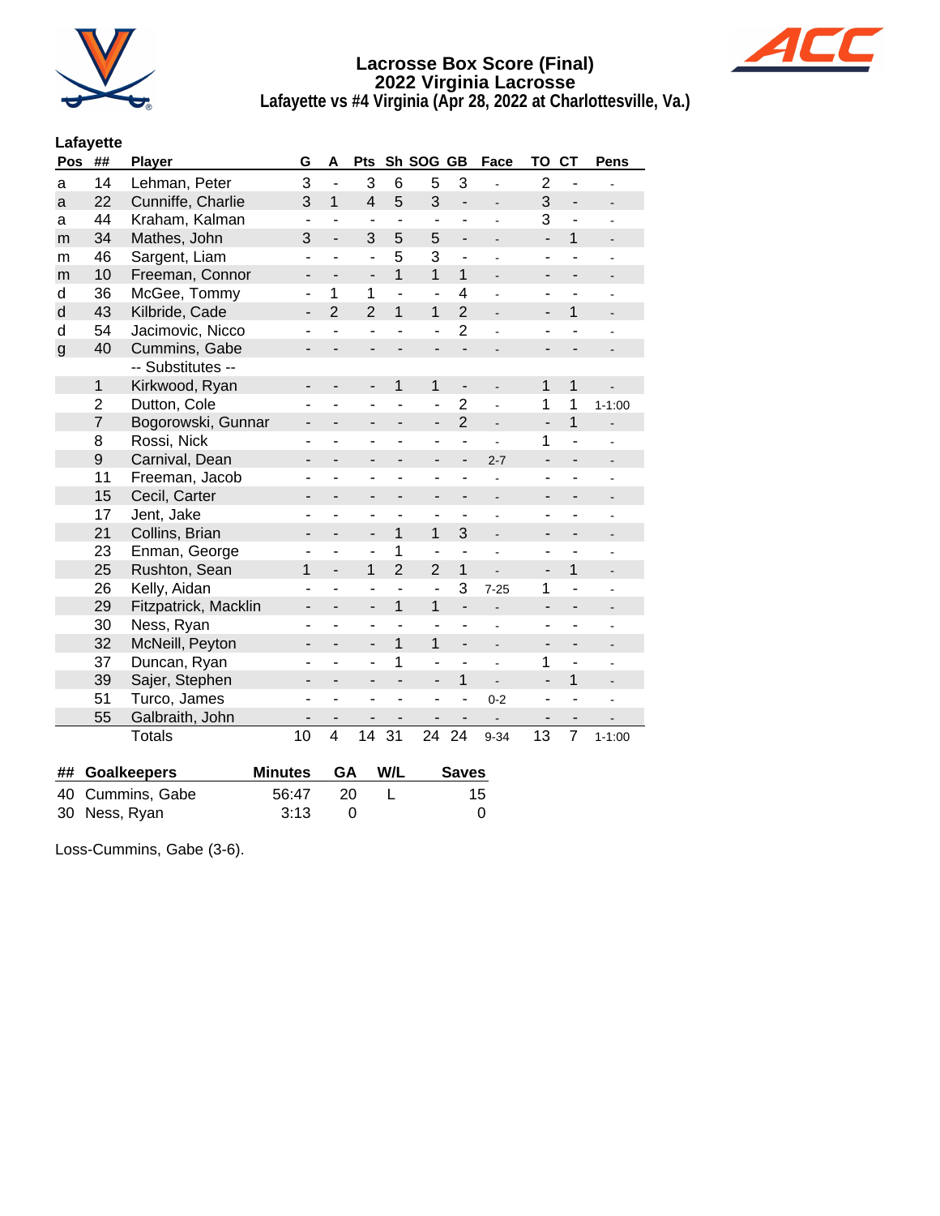# Lacrosse Box Score (Final)
## 2022 Virginia Lacrosse
### Lafayette vs #4 Virginia (Apr 28, 2022 at Charlottesville, Va.)

**Lafayette**

| Pos | ## | Player | G | A | Pts | Sh | SOG | GB | Face | TO | CT | Pens |
|---|---|---|---|---|---|---|---|---|---|---|---|---|
| a | 14 | Lehman, Peter | 3 | - | 3 | 6 | 5 | 3 | - | 2 | - | - |
| a | 22 | Cunniffe, Charlie | 3 | 1 | 4 | 5 | 3 | - | - | 3 | - | - |
| a | 44 | Kraham, Kalman | - | - | - | - | - | - | - | 3 | - | - |
| m | 34 | Mathes, John | 3 | - | 3 | 5 | 5 | - | - | - | 1 | - |
| m | 46 | Sargent, Liam | - | - | - | 5 | 3 | - | - | - | - | - |
| m | 10 | Freeman, Connor | - | - | - | 1 | 1 | 1 | - | - | - | - |
| d | 36 | McGee, Tommy | - | 1 | 1 | - | - | 4 | - | - | - | - |
| d | 43 | Kilbride, Cade | - | 2 | 2 | 1 | 1 | 2 | - | - | 1 | - |
| d | 54 | Jacimovic, Nicco | - | - | - | - | - | 2 | - | - | - | - |
| g | 40 | Cummins, Gabe | - | - | - | - | - | - | - | - | - | - |
| | | -- Substitutes -- | | | | | | | | | | |
| | 1 | Kirkwood, Ryan | - | - | - | 1 | 1 | - | - | 1 | 1 | - |
| | 2 | Dutton, Cole | - | - | - | - | - | 2 | - | 1 | 1 | 1-1:00 |
| | 7 | Bogorowski, Gunnar | - | - | - | - | - | 2 | - | - | 1 | - |
| | 8 | Rossi, Nick | - | - | - | - | - | - | - | 1 | - | - |
| | 9 | Carnival, Dean | - | - | - | - | - | - | 2-7 | - | - | - |
| | 11 | Freeman, Jacob | - | - | - | - | - | - | - | - | - | - |
| | 15 | Cecil, Carter | - | - | - | - | - | - | - | - | - | - |
| | 17 | Jent, Jake | - | - | - | - | - | - | - | - | - | - |
| | 21 | Collins, Brian | - | - | - | 1 | 1 | 3 | - | - | - | - |
| | 23 | Enman, George | - | - | - | 1 | - | - | - | - | - | - |
| | 25 | Rushton, Sean | 1 | - | 1 | 2 | 2 | 1 | - | - | 1 | - |
| | 26 | Kelly, Aidan | - | - | - | - | - | 3 | 7-25 | 1 | - | - |
| | 29 | Fitzpatrick, Macklin | - | - | - | 1 | 1 | - | - | - | - | - |
| | 30 | Ness, Ryan | - | - | - | - | - | - | - | - | - | - |
| | 32 | McNeill, Peyton | - | - | - | 1 | 1 | - | - | - | - | - |
| | 37 | Duncan, Ryan | - | - | - | 1 | - | - | - | 1 | - | - |
| | 39 | Sajer, Stephen | - | - | - | - | - | 1 | - | - | 1 | - |
| | 51 | Turco, James | - | - | - | - | - | - | 0-2 | - | - | - |
| | 55 | Galbraith, John | - | - | - | - | - | - | - | - | - | - |
| | | Totals | 10 | 4 | 14 | 31 | 24 | 24 | 9-34 | 13 | 7 | 1-1:00 |

| ## | Goalkeepers | Minutes | GA | W/L | Saves |
|---|---|---|---|---|---|
| 40 | Cummins, Gabe | 56:47 | 20 | L | 15 |
| 30 | Ness, Ryan | 3:13 | 0 | | 0 |

Loss-Cummins, Gabe (3-6).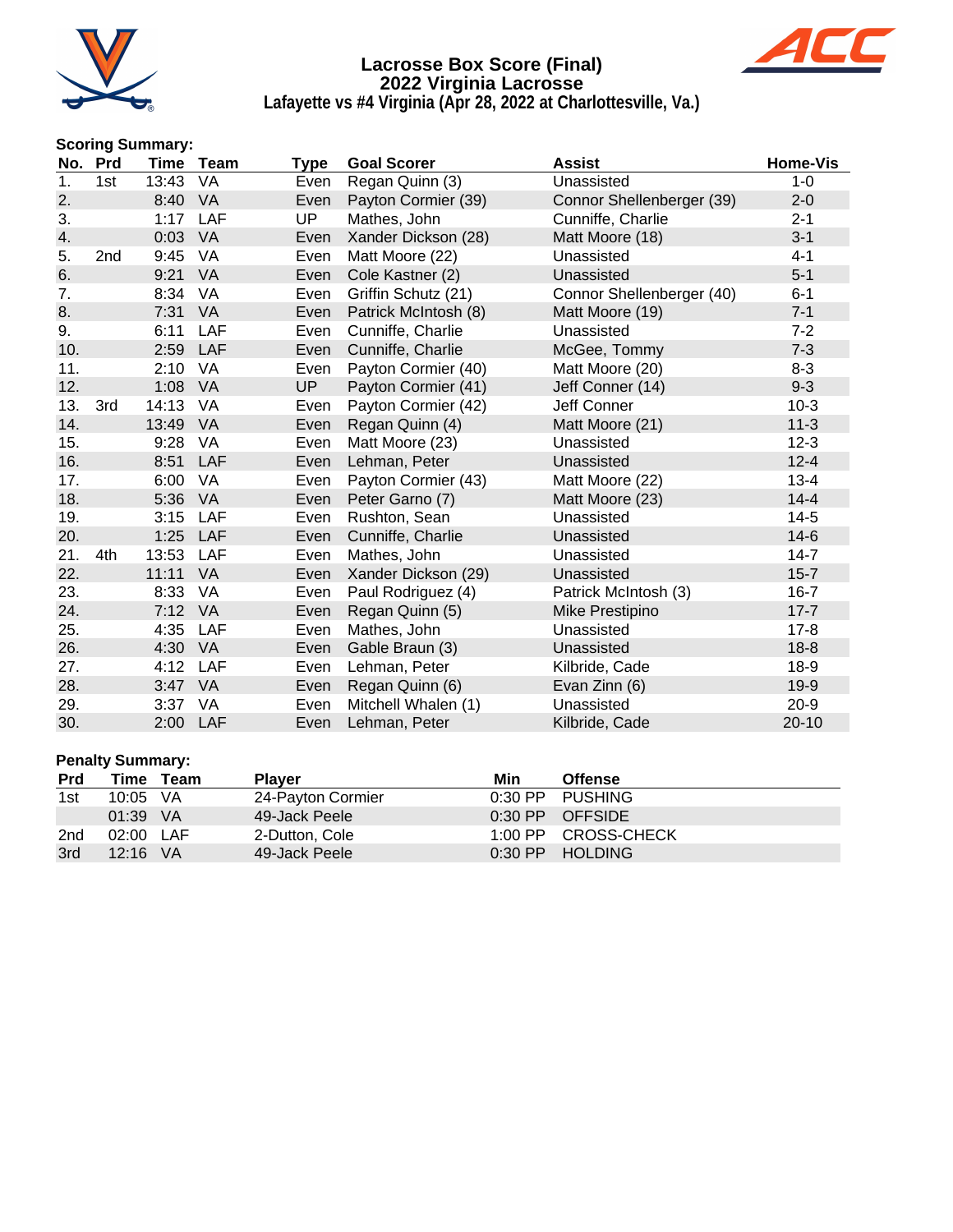# Lacrosse Box Score (Final)
## 2022 Virginia Lacrosse
### Lafayette vs #4 Virginia (Apr 28, 2022 at Charlottesville, Va.)

**Scoring Summary:**

| No. | Prd | Time | Team | Type | Goal Scorer | Assist | Home-Vis |
|---|---|---|---|---|---|---|---|
| 1. | 1st | 13:43 | VA | Even | Regan Quinn (3) | Unassisted | 1-0 |
| 2. | | 8:40 | VA | Even | Payton Cormier (39) | Connor Shellenberger (39) | 2-0 |
| 3. | | 1:17 | LAF | UP | Mathes, John | Cunniffe, Charlie | 2-1 |
| 4. | | 0:03 | VA | Even | Xander Dickson (28) | Matt Moore (18) | 3-1 |
| 5. | 2nd | 9:45 | VA | Even | Matt Moore (22) | Unassisted | 4-1 |
| 6. | | 9:21 | VA | Even | Cole Kastner (2) | Unassisted | 5-1 |
| 7. | | 8:34 | VA | Even | Griffin Schutz (21) | Connor Shellenberger (40) | 6-1 |
| 8. | | 7:31 | VA | Even | Patrick McIntosh (8) | Matt Moore (19) | 7-1 |
| 9. | | 6:11 | LAF | Even | Cunniffe, Charlie | Unassisted | 7-2 |
| 10. | | 2:59 | LAF | Even | Cunniffe, Charlie | McGee, Tommy | 7-3 |
| 11. | | 2:10 | VA | Even | Payton Cormier (40) | Matt Moore (20) | 8-3 |
| 12. | | 1:08 | VA | UP | Payton Cormier (41) | Jeff Conner (14) | 9-3 |
| 13. | 3rd | 14:13 | VA | Even | Payton Cormier (42) | Jeff Conner | 10-3 |
| 14. | | 13:49 | VA | Even | Regan Quinn (4) | Matt Moore (21) | 11-3 |
| 15. | | 9:28 | VA | Even | Matt Moore (23) | Unassisted | 12-3 |
| 16. | | 8:51 | LAF | Even | Lehman, Peter | Unassisted | 12-4 |
| 17. | | 6:00 | VA | Even | Payton Cormier (43) | Matt Moore (22) | 13-4 |
| 18. | | 5:36 | VA | Even | Peter Garno (7) | Matt Moore (23) | 14-4 |
| 19. | | 3:15 | LAF | Even | Rushton, Sean | Unassisted | 14-5 |
| 20. | | 1:25 | LAF | Even | Cunniffe, Charlie | Unassisted | 14-6 |
| 21. | 4th | 13:53 | LAF | Even | Mathes, John | Unassisted | 14-7 |
| 22. | | 11:11 | VA | Even | Xander Dickson (29) | Unassisted | 15-7 |
| 23. | | 8:33 | VA | Even | Paul Rodriguez (4) | Patrick McIntosh (3) | 16-7 |
| 24. | | 7:12 | VA | Even | Regan Quinn (5) | Mike Prestipino | 17-7 |
| 25. | | 4:35 | LAF | Even | Mathes, John | Unassisted | 17-8 |
| 26. | | 4:30 | VA | Even | Gable Braun (3) | Unassisted | 18-8 |
| 27. | | 4:12 | LAF | Even | Lehman, Peter | Kilbride, Cade | 18-9 |
| 28. | | 3:47 | VA | Even | Regan Quinn (6) | Evan Zinn (6) | 19-9 |
| 29. | | 3:37 | VA | Even | Mitchell Whalen (1) | Unassisted | 20-9 |
| 30. | | 2:00 | LAF | Even | Lehman, Peter | Kilbride, Cade | 20-10 |

**Penalty Summary:**

| Prd | Time | Team | Player | Min | Offense |
|---|---|---|---|---|---|
| 1st | 10:05 | VA | 24-Payton Cormier | 0:30 PP | PUSHING |
| | 01:39 | VA | 49-Jack Peele | 0:30 PP | OFFSIDE |
| 2nd | 02:00 | LAF | 2-Dutton, Cole | 1:00 PP | CROSS-CHECK |
| 3rd | 12:16 | VA | 49-Jack Peele | 0:30 PP | HOLDING |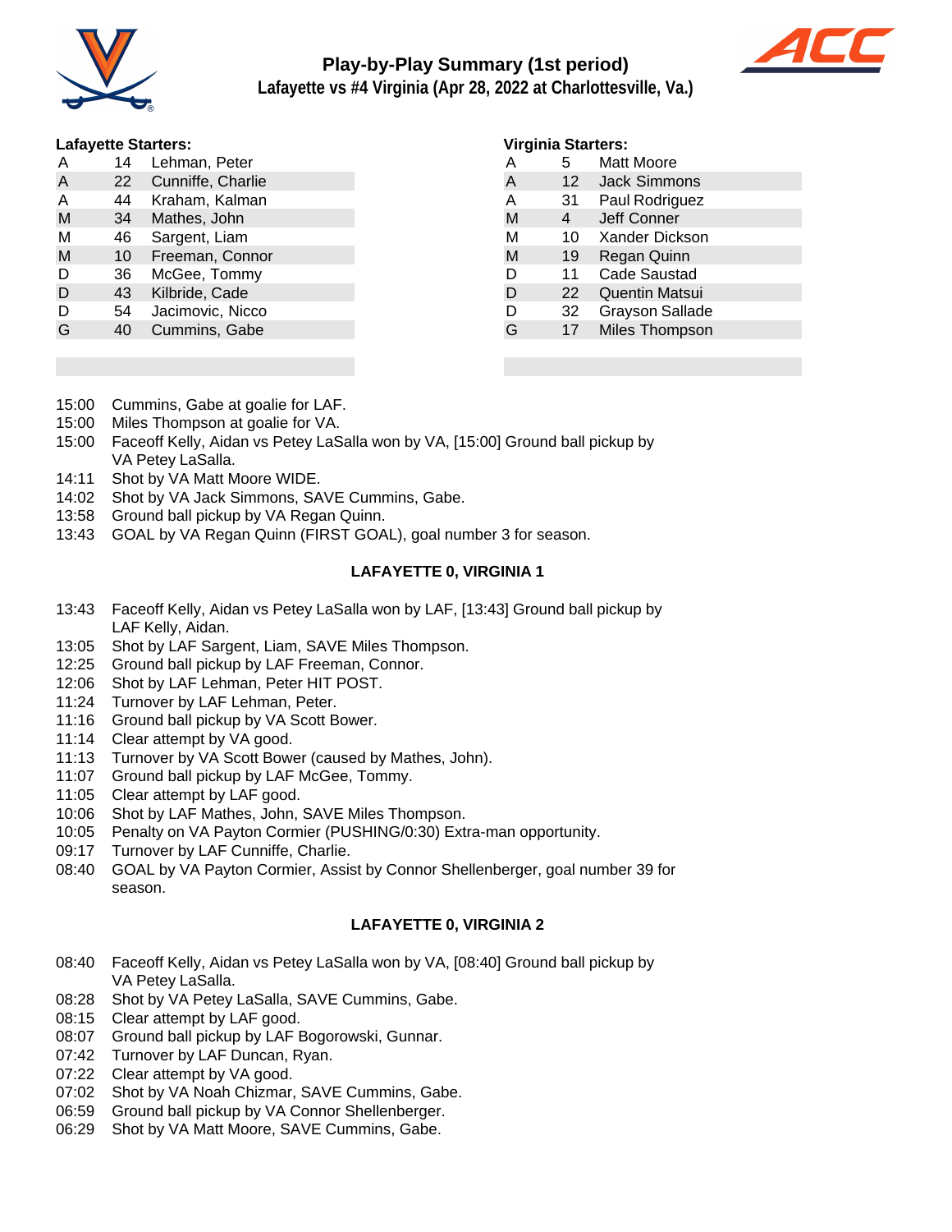# Play-by-Play Summary (1st period)

## Lafayette vs #4 Virginia (Apr 28, 2022 at Charlottesville, Va.)

**Lafayette Starters:**

| | | |
|---|---|---|
| A | 14 | Lehman, Peter |
| A | 22 | Cunniffe, Charlie |
| A | 44 | Kraham, Kalman |
| M | 34 | Mathes, John |
| M | 46 | Sargent, Liam |
| M | 10 | Freeman, Connor |
| D | 36 | McGee, Tommy |
| D | 43 | Kilbride, Cade |
| D | 54 | Jacimovic, Nicco |
| G | 40 | Cummins, Gabe |

**Virginia Starters:**

| | | |
|---|---|---|
| A | 5 | Matt Moore |
| A | 12 | Jack Simmons |
| A | 31 | Paul Rodriguez |
| M | 4 | Jeff Conner |
| M | 10 | Xander Dickson |
| M | 19 | Regan Quinn |
| D | 11 | Cade Saustad |
| D | 22 | Quentin Matsui |
| D | 32 | Grayson Sallade |
| G | 17 | Miles Thompson |

15:00 Cummins, Gabe at goalie for LAF.
15:00 Miles Thompson at goalie for VA.
15:00 Faceoff Kelly, Aidan vs Petey LaSalla won by VA, [15:00] Ground ball pickup by VA Petey LaSalla.
14:11 Shot by VA Matt Moore WIDE.
14:02 Shot by VA Jack Simmons, SAVE Cummins, Gabe.
13:58 Ground ball pickup by VA Regan Quinn.
13:43 GOAL by VA Regan Quinn (FIRST GOAL), goal number 3 for season.

**LAFAYETTE 0, VIRGINIA 1**

13:43 Faceoff Kelly, Aidan vs Petey LaSalla won by LAF, [13:43] Ground ball pickup by LAF Kelly, Aidan.
13:05 Shot by LAF Sargent, Liam, SAVE Miles Thompson.
12:25 Ground ball pickup by LAF Freeman, Connor.
12:06 Shot by LAF Lehman, Peter HIT POST.
11:24 Turnover by LAF Lehman, Peter.
11:16 Ground ball pickup by VA Scott Bower.
11:14 Clear attempt by VA good.
11:13 Turnover by VA Scott Bower (caused by Mathes, John).
11:07 Ground ball pickup by LAF McGee, Tommy.
11:05 Clear attempt by LAF good.
10:06 Shot by LAF Mathes, John, SAVE Miles Thompson.
10:05 Penalty on VA Payton Cormier (PUSHING/0:30) Extra-man opportunity.
09:17 Turnover by LAF Cunniffe, Charlie.
08:40 GOAL by VA Payton Cormier, Assist by Connor Shellenberger, goal number 39 for season.

**LAFAYETTE 0, VIRGINIA 2**

08:40 Faceoff Kelly, Aidan vs Petey LaSalla won by VA, [08:40] Ground ball pickup by VA Petey LaSalla.
08:28 Shot by VA Petey LaSalla, SAVE Cummins, Gabe.
08:15 Clear attempt by LAF good.
08:07 Ground ball pickup by LAF Bogorowski, Gunnar.
07:42 Turnover by LAF Duncan, Ryan.
07:22 Clear attempt by VA good.
07:02 Shot by VA Noah Chizmar, SAVE Cummins, Gabe.
06:59 Ground ball pickup by VA Connor Shellenberger.
06:29 Shot by VA Matt Moore, SAVE Cummins, Gabe.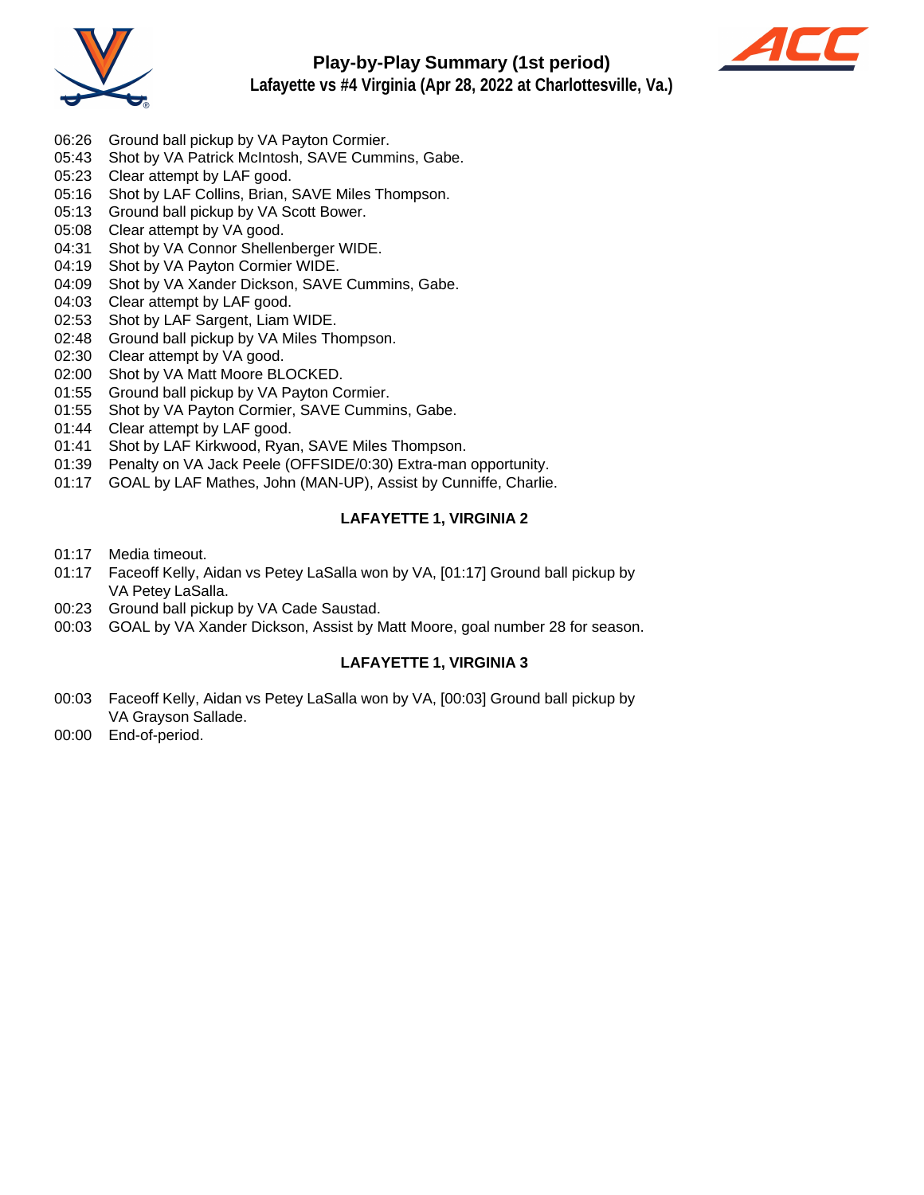## Play-by-Play Summary (1st period)

**Lafayette vs #4 Virginia (Apr 28, 2022 at Charlottesville, Va.)**

06:26 Ground ball pickup by VA Payton Cormier.
05:43 Shot by VA Patrick McIntosh, SAVE Cummins, Gabe.
05:23 Clear attempt by LAF good.
05:16 Shot by LAF Collins, Brian, SAVE Miles Thompson.
05:13 Ground ball pickup by VA Scott Bower.
05:08 Clear attempt by VA good.
04:31 Shot by VA Connor Shellenberger WIDE.
04:19 Shot by VA Payton Cormier WIDE.
04:09 Shot by VA Xander Dickson, SAVE Cummins, Gabe.
04:03 Clear attempt by LAF good.
02:53 Shot by LAF Sargent, Liam WIDE.
02:48 Ground ball pickup by VA Miles Thompson.
02:30 Clear attempt by VA good.
02:00 Shot by VA Matt Moore BLOCKED.
01:55 Ground ball pickup by VA Payton Cormier.
01:55 Shot by VA Payton Cormier, SAVE Cummins, Gabe.
01:44 Clear attempt by LAF good.
01:41 Shot by LAF Kirkwood, Ryan, SAVE Miles Thompson.
01:39 Penalty on VA Jack Peele (OFFSIDE/0:30) Extra-man opportunity.
01:17 GOAL by LAF Mathes, John (MAN-UP), Assist by Cunniffe, Charlie.

**LAFAYETTE 1, VIRGINIA 2**

01:17 Media timeout.
01:17 Faceoff Kelly, Aidan vs Petey LaSalla won by VA, [01:17] Ground ball pickup by VA Petey LaSalla.
00:23 Ground ball pickup by VA Cade Saustad.
00:03 GOAL by VA Xander Dickson, Assist by Matt Moore, goal number 28 for season.

**LAFAYETTE 1, VIRGINIA 3**

00:03 Faceoff Kelly, Aidan vs Petey LaSalla won by VA, [00:03] Ground ball pickup by VA Grayson Sallade.
00:00 End-of-period.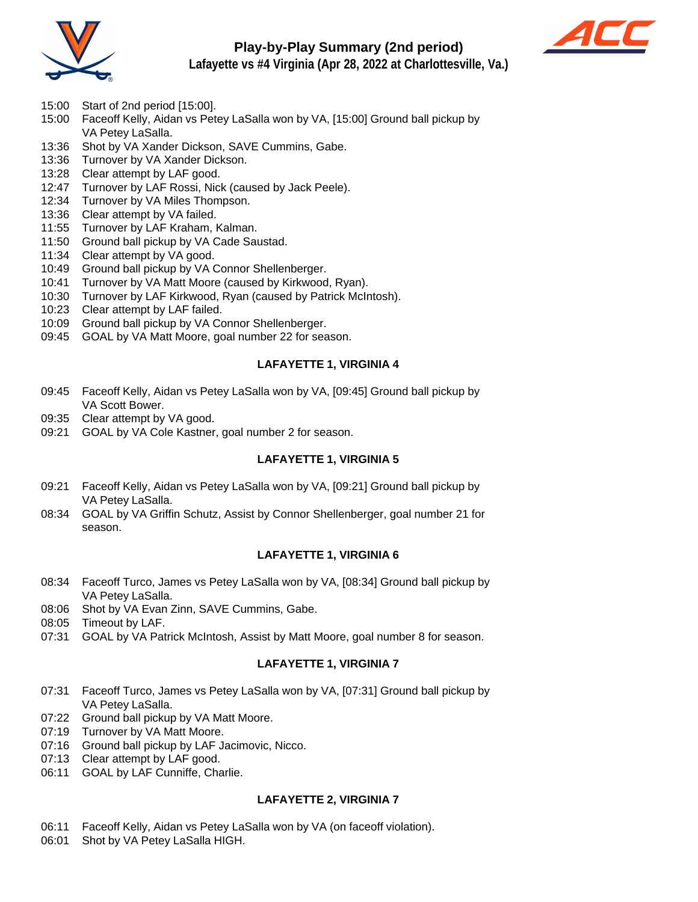# Play-by-Play Summary (2nd period)

## Lafayette vs #4 Virginia (Apr 28, 2022 at Charlottesville, Va.)

- 15:00 Start of 2nd period [15:00].
- 15:00 Faceoff Kelly, Aidan vs Petey LaSalla won by VA, [15:00] Ground ball pickup by VA Petey LaSalla.
- 13:36 Shot by VA Xander Dickson, SAVE Cummins, Gabe.
- 13:36 Turnover by VA Xander Dickson.
- 13:28 Clear attempt by LAF good.
- 12:47 Turnover by LAF Rossi, Nick (caused by Jack Peele).
- 12:34 Turnover by VA Miles Thompson.
- 13:36 Clear attempt by VA failed.
- 11:55 Turnover by LAF Kraham, Kalman.
- 11:50 Ground ball pickup by VA Cade Saustad.
- 11:34 Clear attempt by VA good.
- 10:49 Ground ball pickup by VA Connor Shellenberger.
- 10:41 Turnover by VA Matt Moore (caused by Kirkwood, Ryan).
- 10:30 Turnover by LAF Kirkwood, Ryan (caused by Patrick McIntosh).
- 10:23 Clear attempt by LAF failed.
- 10:09 Ground ball pickup by VA Connor Shellenberger.
- 09:45 GOAL by VA Matt Moore, goal number 22 for season.

**LAFAYETTE 1, VIRGINIA 4**

- 09:45 Faceoff Kelly, Aidan vs Petey LaSalla won by VA, [09:45] Ground ball pickup by VA Scott Bower.
- 09:35 Clear attempt by VA good.
- 09:21 GOAL by VA Cole Kastner, goal number 2 for season.

**LAFAYETTE 1, VIRGINIA 5**

- 09:21 Faceoff Kelly, Aidan vs Petey LaSalla won by VA, [09:21] Ground ball pickup by VA Petey LaSalla.
- 08:34 GOAL by VA Griffin Schutz, Assist by Connor Shellenberger, goal number 21 for season.

**LAFAYETTE 1, VIRGINIA 6**

- 08:34 Faceoff Turco, James vs Petey LaSalla won by VA, [08:34] Ground ball pickup by VA Petey LaSalla.
- 08:06 Shot by VA Evan Zinn, SAVE Cummins, Gabe.
- 08:05 Timeout by LAF.
- 07:31 GOAL by VA Patrick McIntosh, Assist by Matt Moore, goal number 8 for season.

**LAFAYETTE 1, VIRGINIA 7**

- 07:31 Faceoff Turco, James vs Petey LaSalla won by VA, [07:31] Ground ball pickup by VA Petey LaSalla.
- 07:22 Ground ball pickup by VA Matt Moore.
- 07:19 Turnover by VA Matt Moore.
- 07:16 Ground ball pickup by LAF Jacimovic, Nicco.
- 07:13 Clear attempt by LAF good.
- 06:11 GOAL by LAF Cunniffe, Charlie.

**LAFAYETTE 2, VIRGINIA 7**

- 06:11 Faceoff Kelly, Aidan vs Petey LaSalla won by VA (on faceoff violation).
- 06:01 Shot by VA Petey LaSalla HIGH.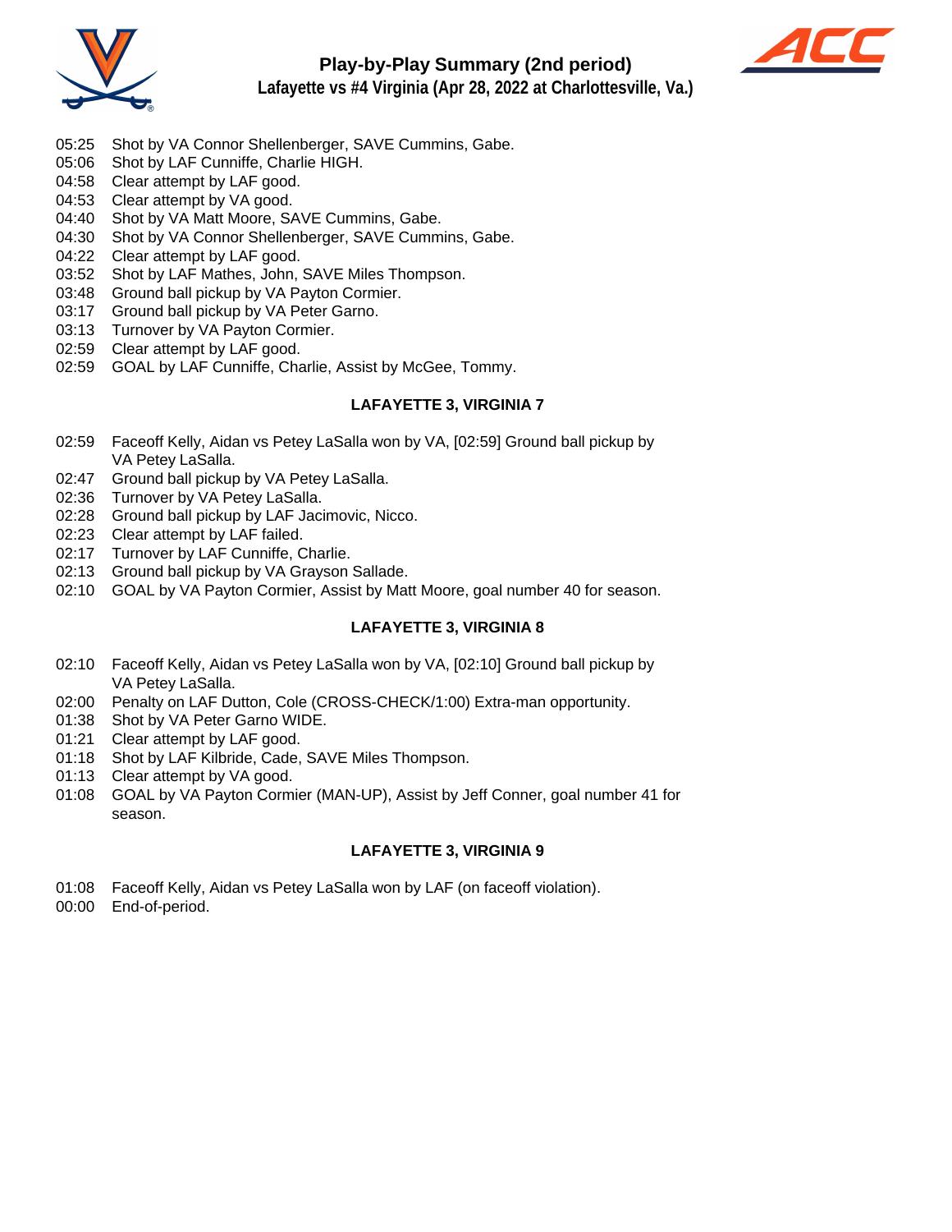## Play-by-Play Summary (2nd period)

### Lafayette vs #4 Virginia (Apr 28, 2022 at Charlottesville, Va.)

05:25 Shot by VA Connor Shellenberger, SAVE Cummins, Gabe.
05:06 Shot by LAF Cunniffe, Charlie HIGH.
04:58 Clear attempt by LAF good.
04:53 Clear attempt by VA good.
04:40 Shot by VA Matt Moore, SAVE Cummins, Gabe.
04:30 Shot by VA Connor Shellenberger, SAVE Cummins, Gabe.
04:22 Clear attempt by LAF good.
03:52 Shot by LAF Mathes, John, SAVE Miles Thompson.
03:48 Ground ball pickup by VA Payton Cormier.
03:17 Ground ball pickup by VA Peter Garno.
03:13 Turnover by VA Payton Cormier.
02:59 Clear attempt by LAF good.
02:59 GOAL by LAF Cunniffe, Charlie, Assist by McGee, Tommy.

**LAFAYETTE 3, VIRGINIA 7**

02:59 Faceoff Kelly, Aidan vs Petey LaSalla won by VA, [02:59] Ground ball pickup by VA Petey LaSalla.
02:47 Ground ball pickup by VA Petey LaSalla.
02:36 Turnover by VA Petey LaSalla.
02:28 Ground ball pickup by LAF Jacimovic, Nicco.
02:23 Clear attempt by LAF failed.
02:17 Turnover by LAF Cunniffe, Charlie.
02:13 Ground ball pickup by VA Grayson Sallade.
02:10 GOAL by VA Payton Cormier, Assist by Matt Moore, goal number 40 for season.

**LAFAYETTE 3, VIRGINIA 8**

02:10 Faceoff Kelly, Aidan vs Petey LaSalla won by VA, [02:10] Ground ball pickup by VA Petey LaSalla.
02:00 Penalty on LAF Dutton, Cole (CROSS-CHECK/1:00) Extra-man opportunity.
01:38 Shot by VA Peter Garno WIDE.
01:21 Clear attempt by LAF good.
01:18 Shot by LAF Kilbride, Cade, SAVE Miles Thompson.
01:13 Clear attempt by VA good.
01:08 GOAL by VA Payton Cormier (MAN-UP), Assist by Jeff Conner, goal number 41 for season.

**LAFAYETTE 3, VIRGINIA 9**

01:08 Faceoff Kelly, Aidan vs Petey LaSalla won by LAF (on faceoff violation).
00:00 End-of-period.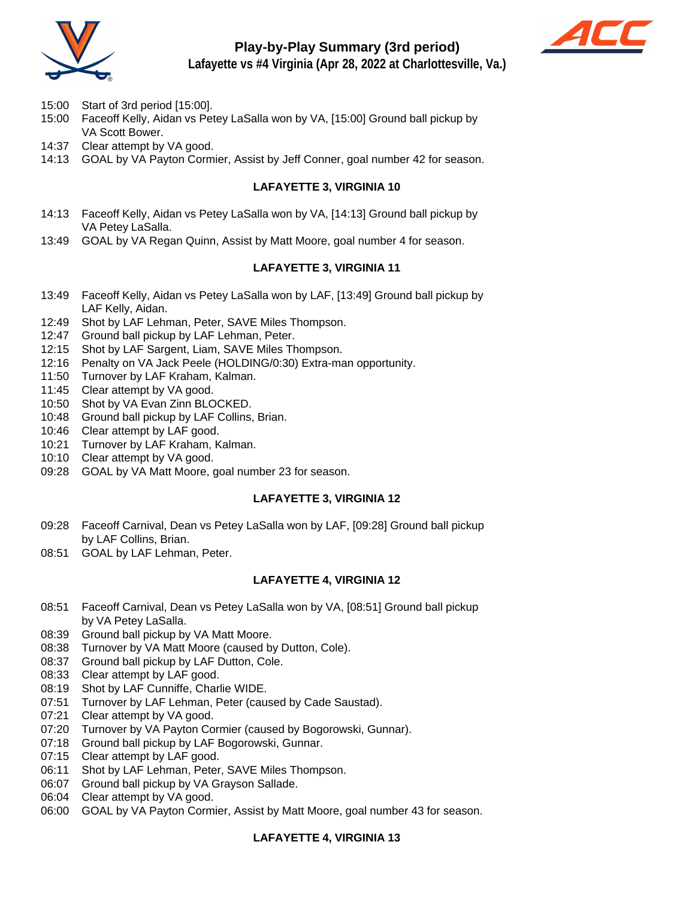# Play-by-Play Summary (3rd period)

## Lafayette vs #4 Virginia (Apr 28, 2022 at Charlottesville, Va.)

- 15:00 Start of 3rd period [15:00].
- 15:00 Faceoff Kelly, Aidan vs Petey LaSalla won by VA, [15:00] Ground ball pickup by VA Scott Bower.
- 14:37 Clear attempt by VA good.
- 14:13 GOAL by VA Payton Cormier, Assist by Jeff Conner, goal number 42 for season.

**LAFAYETTE 3, VIRGINIA 10**

- 14:13 Faceoff Kelly, Aidan vs Petey LaSalla won by VA, [14:13] Ground ball pickup by VA Petey LaSalla.
- 13:49 GOAL by VA Regan Quinn, Assist by Matt Moore, goal number 4 for season.

**LAFAYETTE 3, VIRGINIA 11**

- 13:49 Faceoff Kelly, Aidan vs Petey LaSalla won by LAF, [13:49] Ground ball pickup by LAF Kelly, Aidan.
- 12:49 Shot by LAF Lehman, Peter, SAVE Miles Thompson.
- 12:47 Ground ball pickup by LAF Lehman, Peter.
- 12:15 Shot by LAF Sargent, Liam, SAVE Miles Thompson.
- 12:16 Penalty on VA Jack Peele (HOLDING/0:30) Extra-man opportunity.
- 11:50 Turnover by LAF Kraham, Kalman.
- 11:45 Clear attempt by VA good.
- 10:50 Shot by VA Evan Zinn BLOCKED.
- 10:48 Ground ball pickup by LAF Collins, Brian.
- 10:46 Clear attempt by LAF good.
- 10:21 Turnover by LAF Kraham, Kalman.
- 10:10 Clear attempt by VA good.
- 09:28 GOAL by VA Matt Moore, goal number 23 for season.

**LAFAYETTE 3, VIRGINIA 12**

- 09:28 Faceoff Carnival, Dean vs Petey LaSalla won by LAF, [09:28] Ground ball pickup by LAF Collins, Brian.
- 08:51 GOAL by LAF Lehman, Peter.

**LAFAYETTE 4, VIRGINIA 12**

- 08:51 Faceoff Carnival, Dean vs Petey LaSalla won by VA, [08:51] Ground ball pickup by VA Petey LaSalla.
- 08:39 Ground ball pickup by VA Matt Moore.
- 08:38 Turnover by VA Matt Moore (caused by Dutton, Cole).
- 08:37 Ground ball pickup by LAF Dutton, Cole.
- 08:33 Clear attempt by LAF good.
- 08:19 Shot by LAF Cunniffe, Charlie WIDE.
- 07:51 Turnover by LAF Lehman, Peter (caused by Cade Saustad).
- 07:21 Clear attempt by VA good.
- 07:20 Turnover by VA Payton Cormier (caused by Bogorowski, Gunnar).
- 07:18 Ground ball pickup by LAF Bogorowski, Gunnar.
- 07:15 Clear attempt by LAF good.
- 06:11 Shot by LAF Lehman, Peter, SAVE Miles Thompson.
- 06:07 Ground ball pickup by VA Grayson Sallade.
- 06:04 Clear attempt by VA good.
- 06:00 GOAL by VA Payton Cormier, Assist by Matt Moore, goal number 43 for season.

**LAFAYETTE 4, VIRGINIA 13**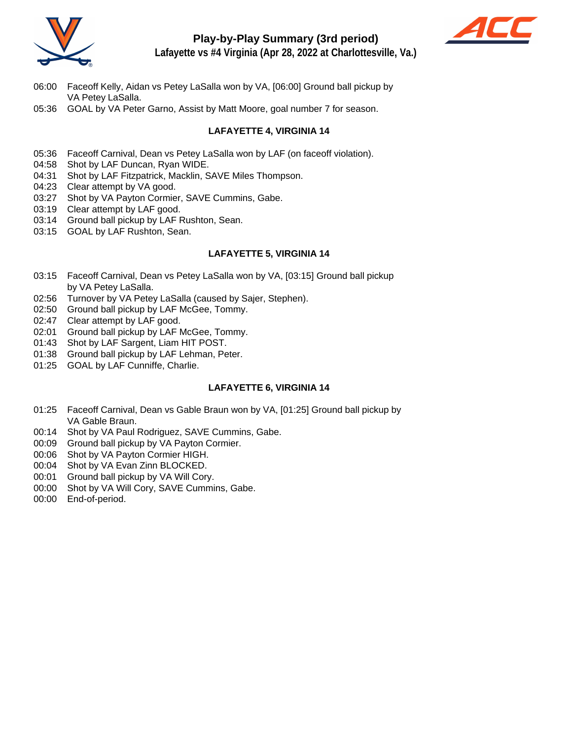# Play-by-Play Summary (3rd period)

**Lafayette vs #4 Virginia (Apr 28, 2022 at Charlottesville, Va.)**

06:00 Faceoff Kelly, Aidan vs Petey LaSalla won by VA, [06:00] Ground ball pickup by VA Petey LaSalla.
05:36 GOAL by VA Peter Garno, Assist by Matt Moore, goal number 7 for season.

**LAFAYETTE 4, VIRGINIA 14**

05:36 Faceoff Carnival, Dean vs Petey LaSalla won by LAF (on faceoff violation).
04:58 Shot by LAF Duncan, Ryan WIDE.
04:31 Shot by LAF Fitzpatrick, Macklin, SAVE Miles Thompson.
04:23 Clear attempt by VA good.
03:27 Shot by VA Payton Cormier, SAVE Cummins, Gabe.
03:19 Clear attempt by LAF good.
03:14 Ground ball pickup by LAF Rushton, Sean.
03:15 GOAL by LAF Rushton, Sean.

**LAFAYETTE 5, VIRGINIA 14**

03:15 Faceoff Carnival, Dean vs Petey LaSalla won by VA, [03:15] Ground ball pickup by VA Petey LaSalla.
02:56 Turnover by VA Petey LaSalla (caused by Sajer, Stephen).
02:50 Ground ball pickup by LAF McGee, Tommy.
02:47 Clear attempt by LAF good.
02:01 Ground ball pickup by LAF McGee, Tommy.
01:43 Shot by LAF Sargent, Liam HIT POST.
01:38 Ground ball pickup by LAF Lehman, Peter.
01:25 GOAL by LAF Cunniffe, Charlie.

**LAFAYETTE 6, VIRGINIA 14**

01:25 Faceoff Carnival, Dean vs Gable Braun won by VA, [01:25] Ground ball pickup by VA Gable Braun.
00:14 Shot by VA Paul Rodriguez, SAVE Cummins, Gabe.
00:09 Ground ball pickup by VA Payton Cormier.
00:06 Shot by VA Payton Cormier HIGH.
00:04 Shot by VA Evan Zinn BLOCKED.
00:01 Ground ball pickup by VA Will Cory.
00:00 Shot by VA Will Cory, SAVE Cummins, Gabe.
00:00 End-of-period.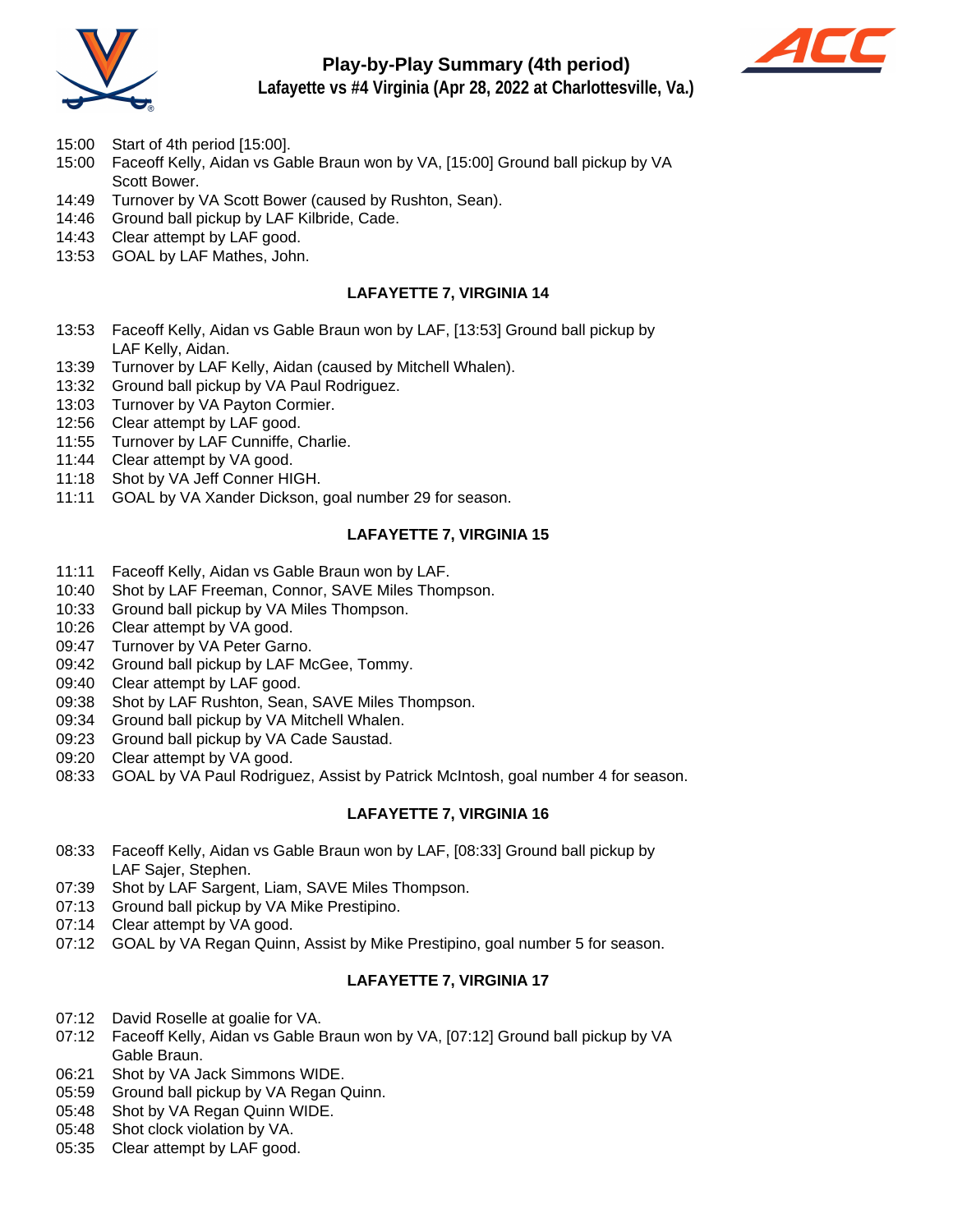## Play-by-Play Summary (4th period)

### Lafayette vs #4 Virginia (Apr 28, 2022 at Charlottesville, Va.)

- 15:00 Start of 4th period [15:00].
- 15:00 Faceoff Kelly, Aidan vs Gable Braun won by VA, [15:00] Ground ball pickup by VA Scott Bower.
- 14:49 Turnover by VA Scott Bower (caused by Rushton, Sean).
- 14:46 Ground ball pickup by LAF Kilbride, Cade.
- 14:43 Clear attempt by LAF good.
- 13:53 GOAL by LAF Mathes, John.

**LAFAYETTE 7, VIRGINIA 14**

- 13:53 Faceoff Kelly, Aidan vs Gable Braun won by LAF, [13:53] Ground ball pickup by LAF Kelly, Aidan.
- 13:39 Turnover by LAF Kelly, Aidan (caused by Mitchell Whalen).
- 13:32 Ground ball pickup by VA Paul Rodriguez.
- 13:03 Turnover by VA Payton Cormier.
- 12:56 Clear attempt by LAF good.
- 11:55 Turnover by LAF Cunniffe, Charlie.
- 11:44 Clear attempt by VA good.
- 11:18 Shot by VA Jeff Conner HIGH.
- 11:11 GOAL by VA Xander Dickson, goal number 29 for season.

**LAFAYETTE 7, VIRGINIA 15**

- 11:11 Faceoff Kelly, Aidan vs Gable Braun won by LAF.
- 10:40 Shot by LAF Freeman, Connor, SAVE Miles Thompson.
- 10:33 Ground ball pickup by VA Miles Thompson.
- 10:26 Clear attempt by VA good.
- 09:47 Turnover by VA Peter Garno.
- 09:42 Ground ball pickup by LAF McGee, Tommy.
- 09:40 Clear attempt by LAF good.
- 09:38 Shot by LAF Rushton, Sean, SAVE Miles Thompson.
- 09:34 Ground ball pickup by VA Mitchell Whalen.
- 09:23 Ground ball pickup by VA Cade Saustad.
- 09:20 Clear attempt by VA good.
- 08:33 GOAL by VA Paul Rodriguez, Assist by Patrick McIntosh, goal number 4 for season.

**LAFAYETTE 7, VIRGINIA 16**

- 08:33 Faceoff Kelly, Aidan vs Gable Braun won by LAF, [08:33] Ground ball pickup by LAF Sajer, Stephen.
- 07:39 Shot by LAF Sargent, Liam, SAVE Miles Thompson.
- 07:13 Ground ball pickup by VA Mike Prestipino.
- 07:14 Clear attempt by VA good.
- 07:12 GOAL by VA Regan Quinn, Assist by Mike Prestipino, goal number 5 for season.

**LAFAYETTE 7, VIRGINIA 17**

- 07:12 David Roselle at goalie for VA.
- 07:12 Faceoff Kelly, Aidan vs Gable Braun won by VA, [07:12] Ground ball pickup by VA Gable Braun.
- 06:21 Shot by VA Jack Simmons WIDE.
- 05:59 Ground ball pickup by VA Regan Quinn.
- 05:48 Shot by VA Regan Quinn WIDE.
- 05:48 Shot clock violation by VA.
- 05:35 Clear attempt by LAF good.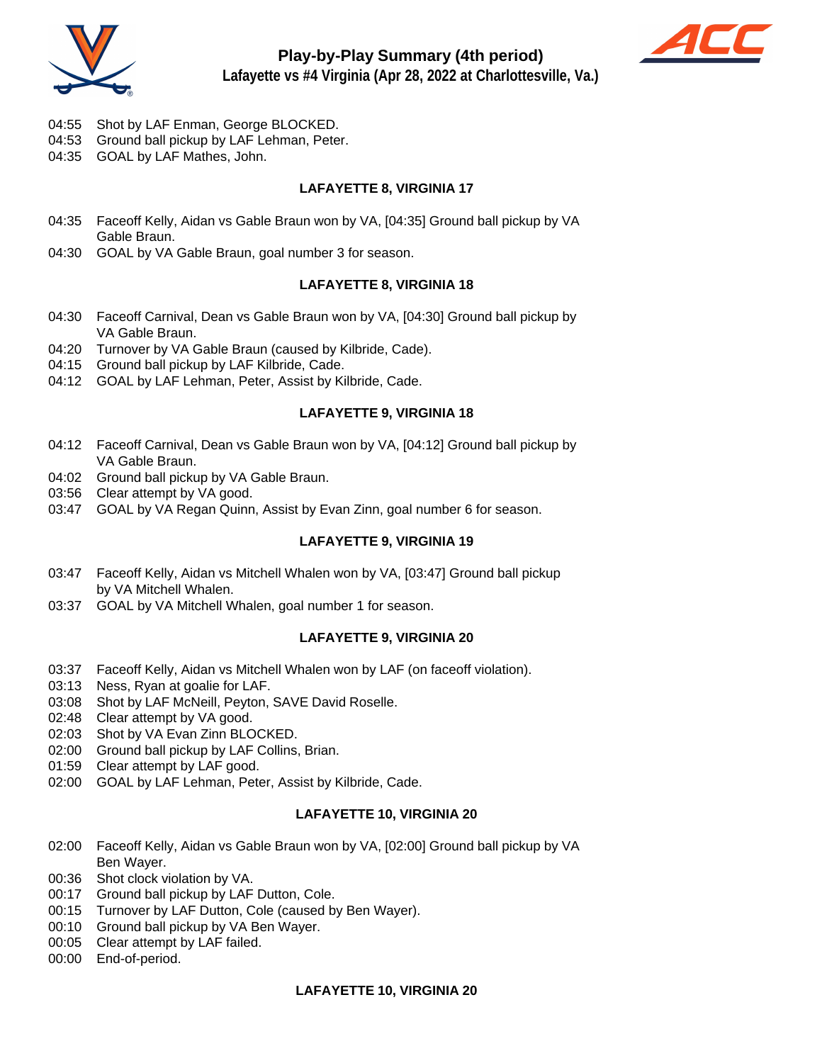# Play-by-Play Summary (4th period)

**Lafayette vs #4 Virginia (Apr 28, 2022 at Charlottesville, Va.)**

04:55 Shot by LAF Enman, George BLOCKED.
04:53 Ground ball pickup by LAF Lehman, Peter.
04:35 GOAL by LAF Mathes, John.

**LAFAYETTE 8, VIRGINIA 17**

04:35 Faceoff Kelly, Aidan vs Gable Braun won by VA, [04:35] Ground ball pickup by VA Gable Braun.
04:30 GOAL by VA Gable Braun, goal number 3 for season.

**LAFAYETTE 8, VIRGINIA 18**

04:30 Faceoff Carnival, Dean vs Gable Braun won by VA, [04:30] Ground ball pickup by VA Gable Braun.
04:20 Turnover by VA Gable Braun (caused by Kilbride, Cade).
04:15 Ground ball pickup by LAF Kilbride, Cade.
04:12 GOAL by LAF Lehman, Peter, Assist by Kilbride, Cade.

**LAFAYETTE 9, VIRGINIA 18**

04:12 Faceoff Carnival, Dean vs Gable Braun won by VA, [04:12] Ground ball pickup by VA Gable Braun.
04:02 Ground ball pickup by VA Gable Braun.
03:56 Clear attempt by VA good.
03:47 GOAL by VA Regan Quinn, Assist by Evan Zinn, goal number 6 for season.

**LAFAYETTE 9, VIRGINIA 19**

03:47 Faceoff Kelly, Aidan vs Mitchell Whalen won by VA, [03:47] Ground ball pickup by VA Mitchell Whalen.
03:37 GOAL by VA Mitchell Whalen, goal number 1 for season.

**LAFAYETTE 9, VIRGINIA 20**

03:37 Faceoff Kelly, Aidan vs Mitchell Whalen won by LAF (on faceoff violation).
03:13 Ness, Ryan at goalie for LAF.
03:08 Shot by LAF McNeill, Peyton, SAVE David Roselle.
02:48 Clear attempt by VA good.
02:03 Shot by VA Evan Zinn BLOCKED.
02:00 Ground ball pickup by LAF Collins, Brian.
01:59 Clear attempt by LAF good.
02:00 GOAL by LAF Lehman, Peter, Assist by Kilbride, Cade.

**LAFAYETTE 10, VIRGINIA 20**

02:00 Faceoff Kelly, Aidan vs Gable Braun won by VA, [02:00] Ground ball pickup by VA Ben Wayer.
00:36 Shot clock violation by VA.
00:17 Ground ball pickup by LAF Dutton, Cole.
00:15 Turnover by LAF Dutton, Cole (caused by Ben Wayer).
00:10 Ground ball pickup by VA Ben Wayer.
00:05 Clear attempt by LAF failed.
00:00 End-of-period.

**LAFAYETTE 10, VIRGINIA 20**